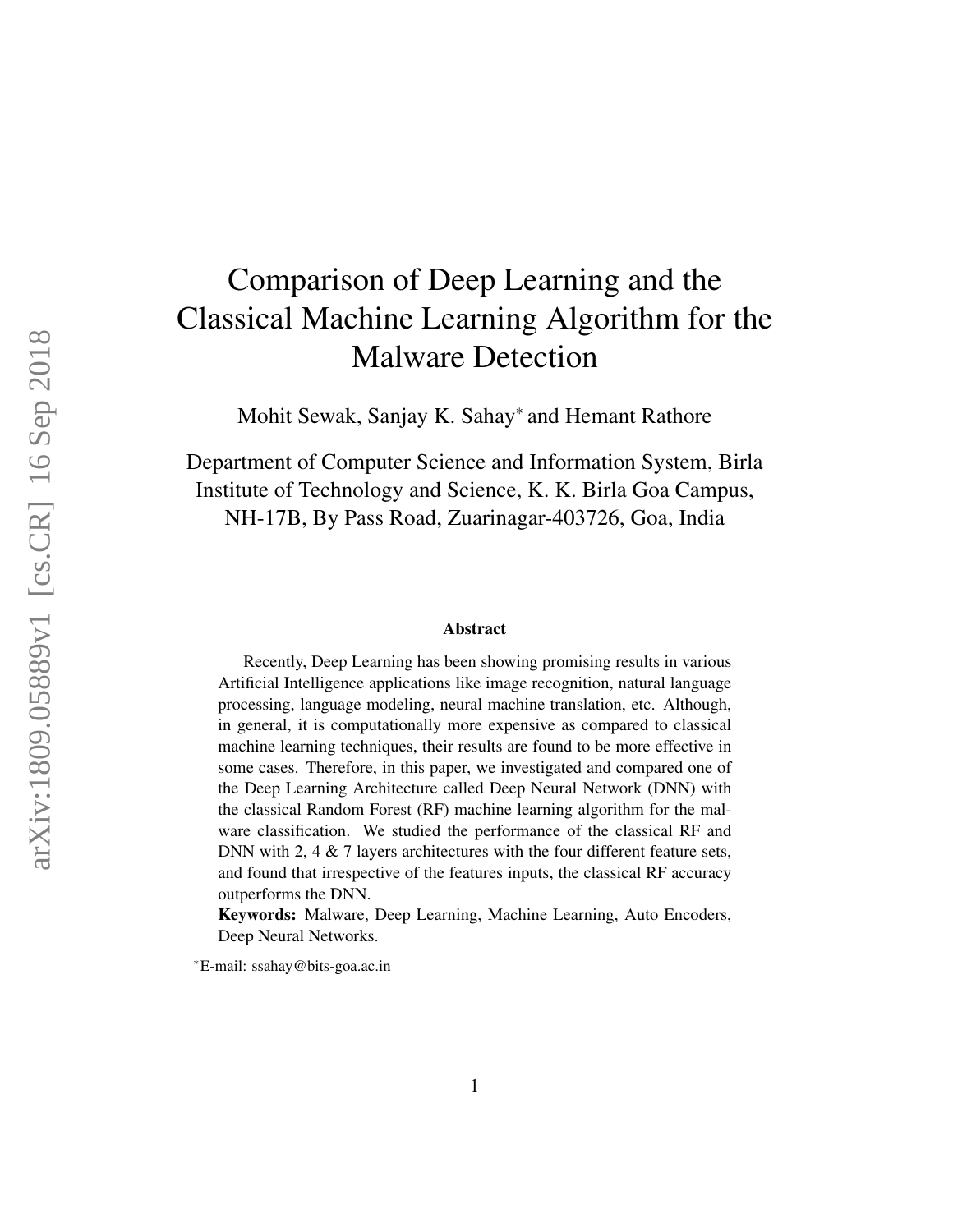# Comparison of Deep Learning and the Classical Machine Learning Algorithm for the Malware Detection

Mohit Sewak, Sanjay K. Sahay[*] and Hemant Rathore

Department of Computer Science and Information System, Birla Institute of Technology and Science, K. K. Birla Goa Campus, NH-17B, By Pass Road, Zuarinagar-403726, Goa, India

### Abstract

Recently, Deep Learning has been showing promising results in various Artificial Intelligence applications like image recognition, natural language processing, language modeling, neural machine translation, etc. Although, in general, it is computationally more expensive as compared to classical machine learning techniques, their results are found to be more effective in some cases. Therefore, in this paper, we investigated and compared one of the Deep Learning Architecture called Deep Neural Network (DNN) with the classical Random Forest (RF) machine learning algorithm for the malware classification. We studied the performance of the classical RF and DNN with 2, 4 & 7 layers architectures with the four different feature sets, and found that irrespective of the features inputs, the classical RF accuracy outperforms the DNN.

**Keywords:** Malware, Deep Learning, Machine Learning, Auto Encoders, Deep Neural Networks.

[*]E-mail: ssahay@bits-goa.ac.in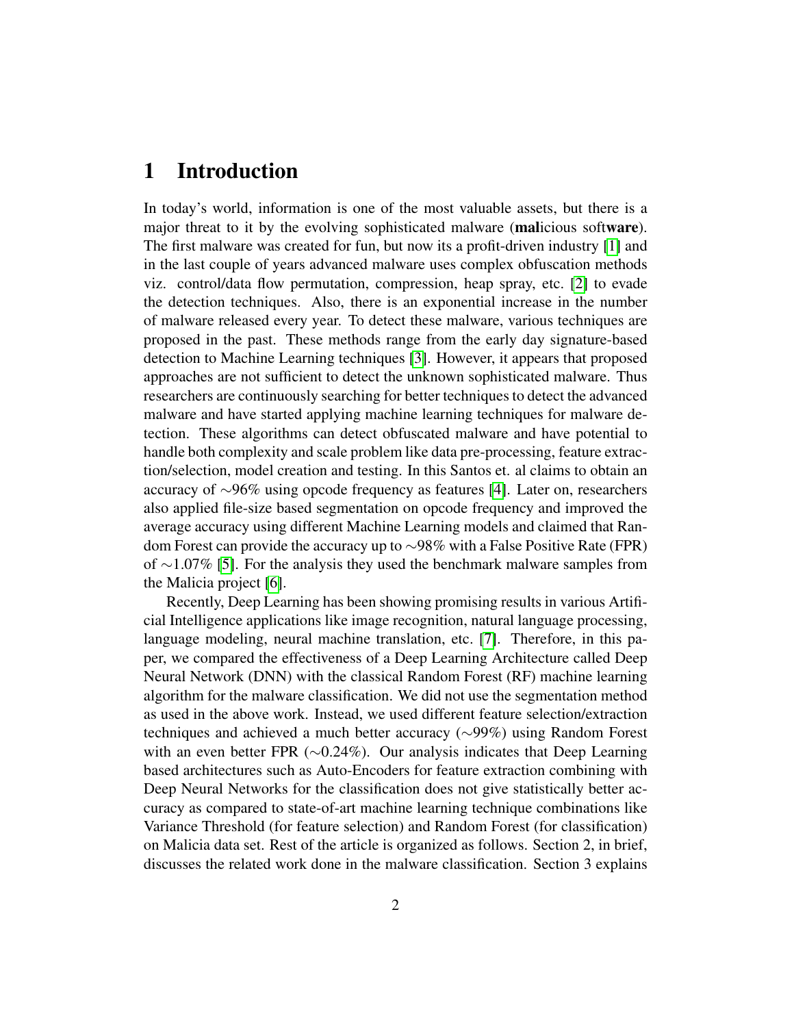# 1 Introduction

In today's world, information is one of the most valuable assets, but there is a major threat to it by the evolving sophisticated malware (**mal**icious soft**ware**). The first malware was created for fun, but now its a profit-driven industry [1] and in the last couple of years advanced malware uses complex obfuscation methods viz. control/data flow permutation, compression, heap spray, etc. [2] to evade the detection techniques. Also, there is an exponential increase in the number of malware released every year. To detect these malware, various techniques are proposed in the past. These methods range from the early day signature-based detection to Machine Learning techniques [3]. However, it appears that proposed approaches are not sufficient to detect the unknown sophisticated malware. Thus researchers are continuously searching for better techniques to detect the advanced malware and have started applying machine learning techniques for malware detection. These algorithms can detect obfuscated malware and have potential to handle both complexity and scale problem like data pre-processing, feature extraction/selection, model creation and testing. In this Santos et. al claims to obtain an accuracy of $\sim$96% using opcode frequency as features [4]. Later on, researchers also applied file-size based segmentation on opcode frequency and improved the average accuracy using different Machine Learning models and claimed that Random Forest can provide the accuracy up to $\sim$98% with a False Positive Rate (FPR) of $\sim$1.07% [5]. For the analysis they used the benchmark malware samples from the Malicia project [6].

Recently, Deep Learning has been showing promising results in various Artificial Intelligence applications like image recognition, natural language processing, language modeling, neural machine translation, etc. [7]. Therefore, in this paper, we compared the effectiveness of a Deep Learning Architecture called Deep Neural Network (DNN) with the classical Random Forest (RF) machine learning algorithm for the malware classification. We did not use the segmentation method as used in the above work. Instead, we used different feature selection/extraction techniques and achieved a much better accuracy ($\sim$99%) using Random Forest with an even better FPR ($\sim$0.24%). Our analysis indicates that Deep Learning based architectures such as Auto-Encoders for feature extraction combining with Deep Neural Networks for the classification does not give statistically better accuracy as compared to state-of-art machine learning technique combinations like Variance Threshold (for feature selection) and Random Forest (for classification) on Malicia data set. Rest of the article is organized as follows. Section 2, in brief, discusses the related work done in the malware classification. Section 3 explains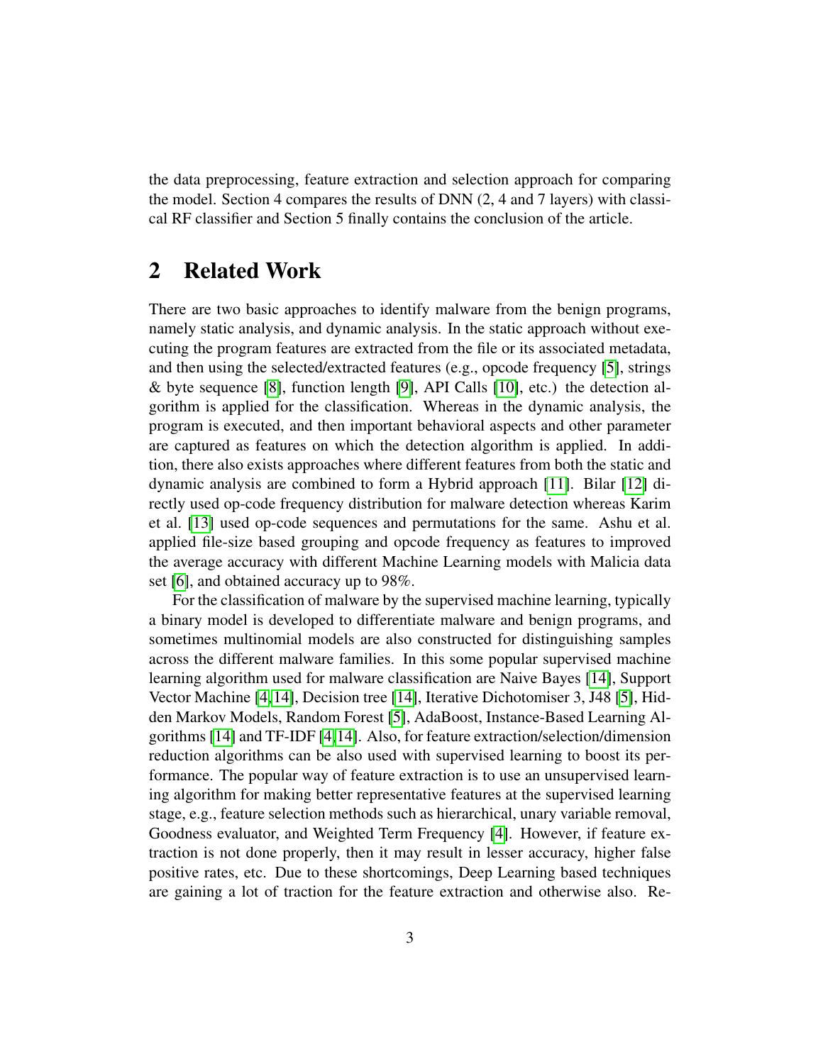the data preprocessing, feature extraction and selection approach for comparing the model. Section 4 compares the results of DNN (2, 4 and 7 layers) with classical RF classifier and Section 5 finally contains the conclusion of the article.

## 2 Related Work

There are two basic approaches to identify malware from the benign programs, namely static analysis, and dynamic analysis. In the static approach without executing the program features are extracted from the file or its associated metadata, and then using the selected/extracted features (e.g., opcode frequency [5], strings & byte sequence [8], function length [9], API Calls [10], etc.) the detection algorithm is applied for the classification. Whereas in the dynamic analysis, the program is executed, and then important behavioral aspects and other parameter are captured as features on which the detection algorithm is applied. In addition, there also exists approaches where different features from both the static and dynamic analysis are combined to form a Hybrid approach [11]. Bilar [12] directly used op-code frequency distribution for malware detection whereas Karim et al. [13] used op-code sequences and permutations for the same. Ashu et al. applied file-size based grouping and opcode frequency as features to improved the average accuracy with different Machine Learning models with Malicia data set [6], and obtained accuracy up to 98%.

For the classification of malware by the supervised machine learning, typically a binary model is developed to differentiate malware and benign programs, and sometimes multinomial models are also constructed for distinguishing samples across the different malware families. In this some popular supervised machine learning algorithm used for malware classification are Naive Bayes [14], Support Vector Machine [4,14], Decision tree [14], Iterative Dichotomiser 3, J48 [5], Hidden Markov Models, Random Forest [5], AdaBoost, Instance-Based Learning Algorithms [14] and TF-IDF [4,14]. Also, for feature extraction/selection/dimension reduction algorithms can be also used with supervised learning to boost its performance. The popular way of feature extraction is to use an unsupervised learning algorithm for making better representative features at the supervised learning stage, e.g., feature selection methods such as hierarchical, unary variable removal, Goodness evaluator, and Weighted Term Frequency [4]. However, if feature extraction is not done properly, then it may result in lesser accuracy, higher false positive rates, etc. Due to these shortcomings, Deep Learning based techniques are gaining a lot of traction for the feature extraction and otherwise also. Re-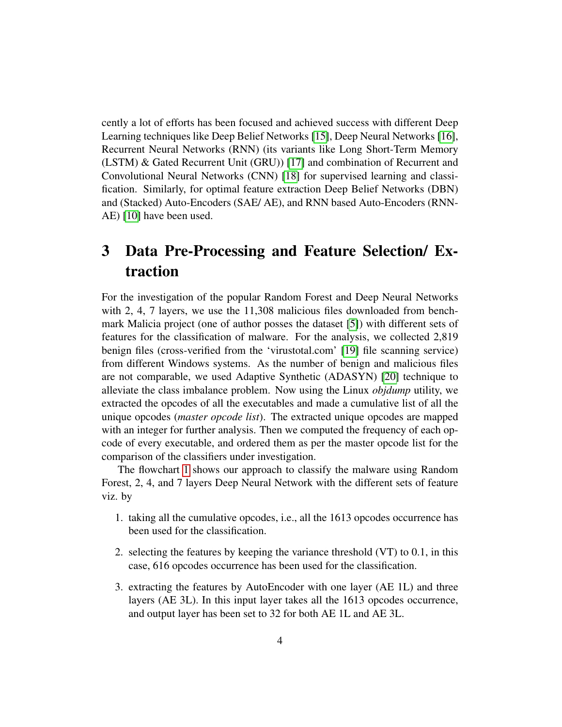cently a lot of efforts has been focused and achieved success with different Deep Learning techniques like Deep Belief Networks [15], Deep Neural Networks [16], Recurrent Neural Networks (RNN) (its variants like Long Short-Term Memory (LSTM) & Gated Recurrent Unit (GRU)) [17] and combination of Recurrent and Convolutional Neural Networks (CNN) [18] for supervised learning and classification. Similarly, for optimal feature extraction Deep Belief Networks (DBN) and (Stacked) Auto-Encoders (SAE/ AE), and RNN based Auto-Encoders (RNN-AE) [10] have been used.

# 3 Data Pre-Processing and Feature Selection/ Extraction

For the investigation of the popular Random Forest and Deep Neural Networks with 2, 4, 7 layers, we use the 11,308 malicious files downloaded from benchmark Malicia project (one of author posses the dataset [5]) with different sets of features for the classification of malware. For the analysis, we collected 2,819 benign files (cross-verified from the 'virustotal.com' [19] file scanning service) from different Windows systems. As the number of benign and malicious files are not comparable, we used Adaptive Synthetic (ADASYN) [20] technique to alleviate the class imbalance problem. Now using the Linux *objdump* utility, we extracted the opcodes of all the executables and made a cumulative list of all the unique opcodes (*master opcode list*). The extracted unique opcodes are mapped with an integer for further analysis. Then we computed the frequency of each opcode of every executable, and ordered them as per the master opcode list for the comparison of the classifiers under investigation.

The flowchart 1 shows our approach to classify the malware using Random Forest, 2, 4, and 7 layers Deep Neural Network with the different sets of feature viz. by

1. taking all the cumulative opcodes, i.e., all the 1613 opcodes occurrence has been used for the classification.
2. selecting the features by keeping the variance threshold (VT) to 0.1, in this case, 616 opcodes occurrence has been used for the classification.
3. extracting the features by AutoEncoder with one layer (AE 1L) and three layers (AE 3L). In this input layer takes all the 1613 opcodes occurrence, and output layer has been set to 32 for both AE 1L and AE 3L.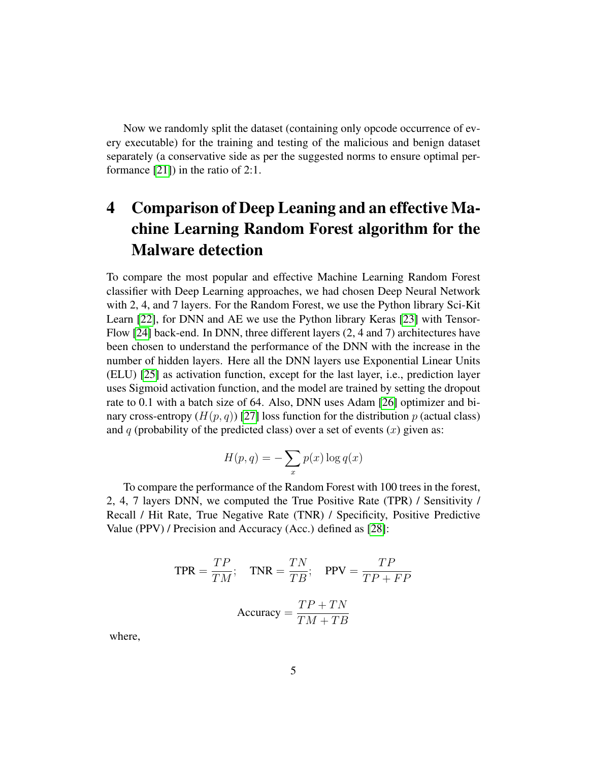Now we randomly split the dataset (containing only opcode occurrence of every executable) for the training and testing of the malicious and benign dataset separately (a conservative side as per the suggested norms to ensure optimal performance [21]) in the ratio of 2:1.

# 4 Comparison of Deep Leaning and an effective Machine Learning Random Forest algorithm for the Malware detection

To compare the most popular and effective Machine Learning Random Forest classifier with Deep Learning approaches, we had chosen Deep Neural Network with 2, 4, and 7 layers. For the Random Forest, we use the Python library Sci-Kit Learn [22], for DNN and AE we use the Python library Keras [23] with TensorFlow [24] back-end. In DNN, three different layers (2, 4 and 7) architectures have been chosen to understand the performance of the DNN with the increase in the number of hidden layers. Here all the DNN layers use Exponential Linear Units (ELU) [25] as activation function, except for the last layer, i.e., prediction layer uses Sigmoid activation function, and the model are trained by setting the dropout rate to 0.1 with a batch size of 64. Also, DNN uses Adam [26] optimizer and binary cross-entropy ($H(p, q)$) [27] loss function for the distribution $p$ (actual class) and $q$ (probability of the predicted class) over a set of events ($x$) given as:

$$H(p, q) = -\sum_{x} p(x) \log q(x)$$

To compare the performance of the Random Forest with 100 trees in the forest, 2, 4, 7 layers DNN, we computed the True Positive Rate (TPR) / Sensitivity / Recall / Hit Rate, True Negative Rate (TNR) / Specificity, Positive Predictive Value (PPV) / Precision and Accuracy (Acc.) defined as [28]:

$$\text{TPR} = \frac{TP}{TM}; \quad \text{TNR} = \frac{TN}{TB}; \quad \text{PPV} = \frac{TP}{TP + FP}$$

$$\text{Accuracy} = \frac{TP + TN}{TM + TB}$$

where,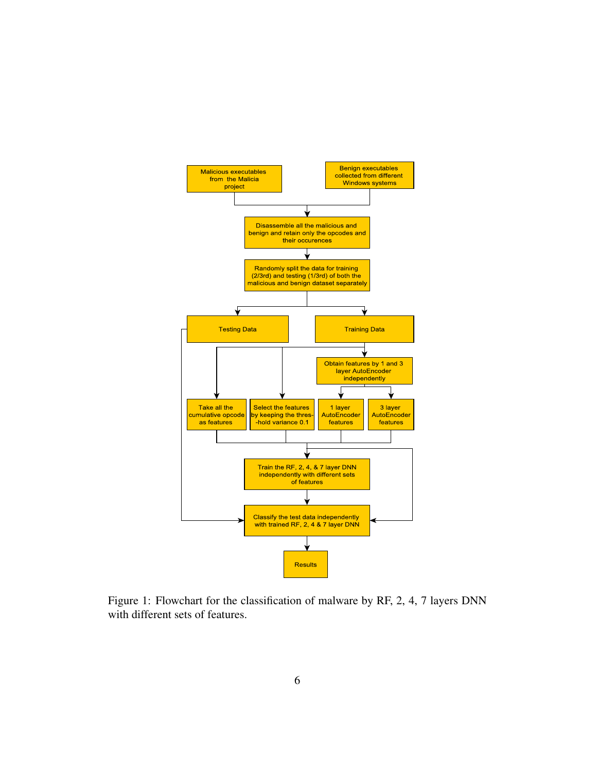Figure 1: Flowchart for the classification of malware by RF, 2, 4, 7 layers DNN with different sets of features.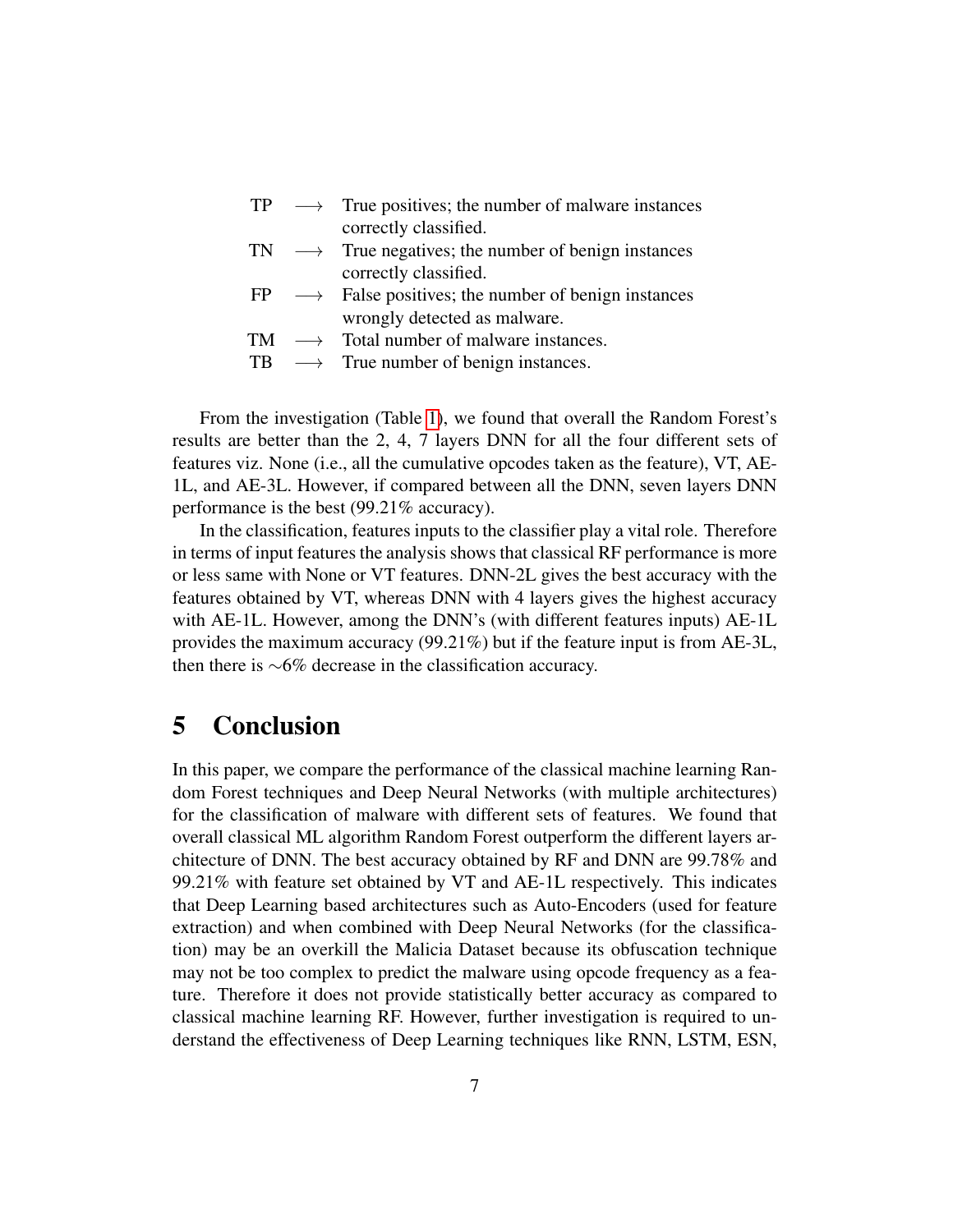TP $\longrightarrow$ True positives; the number of malware instances correctly classified.
TN $\longrightarrow$ True negatives; the number of benign instances correctly classified.
FP $\longrightarrow$ False positives; the number of benign instances wrongly detected as malware.
TM $\longrightarrow$ Total number of malware instances.
TB $\longrightarrow$ True number of benign instances.

From the investigation (Table 1), we found that overall the Random Forest's results are better than the 2, 4, 7 layers DNN for all the four different sets of features viz. None (i.e., all the cumulative opcodes taken as the feature), VT, AE-1L, and AE-3L. However, if compared between all the DNN, seven layers DNN performance is the best (99.21% accuracy).

In the classification, features inputs to the classifier play a vital role. Therefore in terms of input features the analysis shows that classical RF performance is more or less same with None or VT features. DNN-2L gives the best accuracy with the features obtained by VT, whereas DNN with 4 layers gives the highest accuracy with AE-1L. However, among the DNN's (with different features inputs) AE-1L provides the maximum accuracy (99.21%) but if the feature input is from AE-3L, then there is $\sim$6% decrease in the classification accuracy.

# 5 Conclusion

In this paper, we compare the performance of the classical machine learning Random Forest techniques and Deep Neural Networks (with multiple architectures) for the classification of malware with different sets of features. We found that overall classical ML algorithm Random Forest outperform the different layers architecture of DNN. The best accuracy obtained by RF and DNN are 99.78% and 99.21% with feature set obtained by VT and AE-1L respectively. This indicates that Deep Learning based architectures such as Auto-Encoders (used for feature extraction) and when combined with Deep Neural Networks (for the classification) may be an overkill the Malicia Dataset because its obfuscation technique may not be too complex to predict the malware using opcode frequency as a feature. Therefore it does not provide statistically better accuracy as compared to classical machine learning RF. However, further investigation is required to understand the effectiveness of Deep Learning techniques like RNN, LSTM, ESN,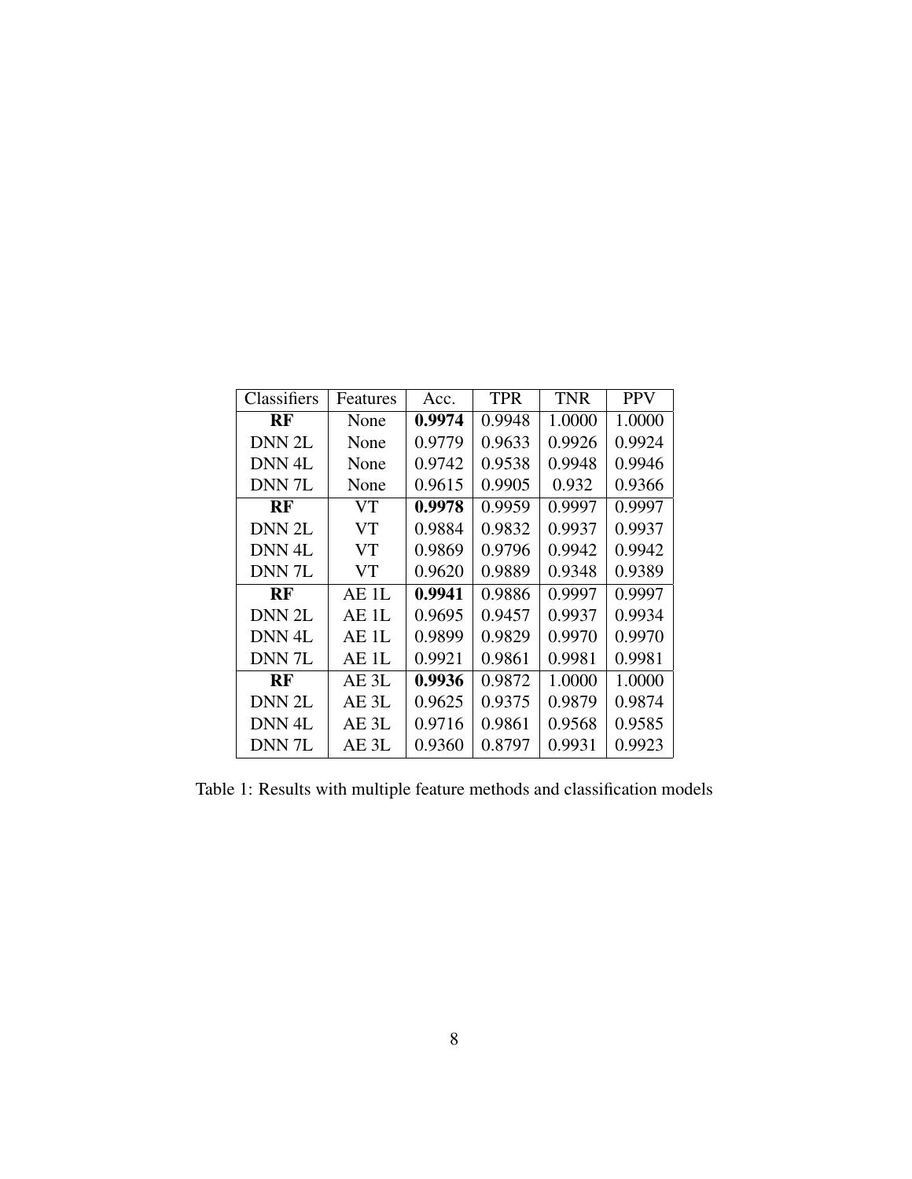| Classifiers | Features | Acc. | TPR | TNR | PPV |
| --- | --- | --- | --- | --- | --- |
| **RF** | None | **0.9974** | 0.9948 | 1.0000 | 1.0000 |
| DNN 2L | None | 0.9779 | 0.9633 | 0.9926 | 0.9924 |
| DNN 4L | None | 0.9742 | 0.9538 | 0.9948 | 0.9946 |
| DNN 7L | None | 0.9615 | 0.9905 | 0.932 | 0.9366 |
| **RF** | VT | **0.9978** | 0.9959 | 0.9997 | 0.9997 |
| DNN 2L | VT | 0.9884 | 0.9832 | 0.9937 | 0.9937 |
| DNN 4L | VT | 0.9869 | 0.9796 | 0.9942 | 0.9942 |
| DNN 7L | VT | 0.9620 | 0.9889 | 0.9348 | 0.9389 |
| **RF** | AE 1L | **0.9941** | 0.9886 | 0.9997 | 0.9997 |
| DNN 2L | AE 1L | 0.9695 | 0.9457 | 0.9937 | 0.9934 |
| DNN 4L | AE 1L | 0.9899 | 0.9829 | 0.9970 | 0.9970 |
| DNN 7L | AE 1L | 0.9921 | 0.9861 | 0.9981 | 0.9981 |
| **RF** | AE 3L | **0.9936** | 0.9872 | 1.0000 | 1.0000 |
| DNN 2L | AE 3L | 0.9625 | 0.9375 | 0.9879 | 0.9874 |
| DNN 4L | AE 3L | 0.9716 | 0.9861 | 0.9568 | 0.9585 |
| DNN 7L | AE 3L | 0.9360 | 0.8797 | 0.9931 | 0.9923 |

Table 1: Results with multiple feature methods and classification models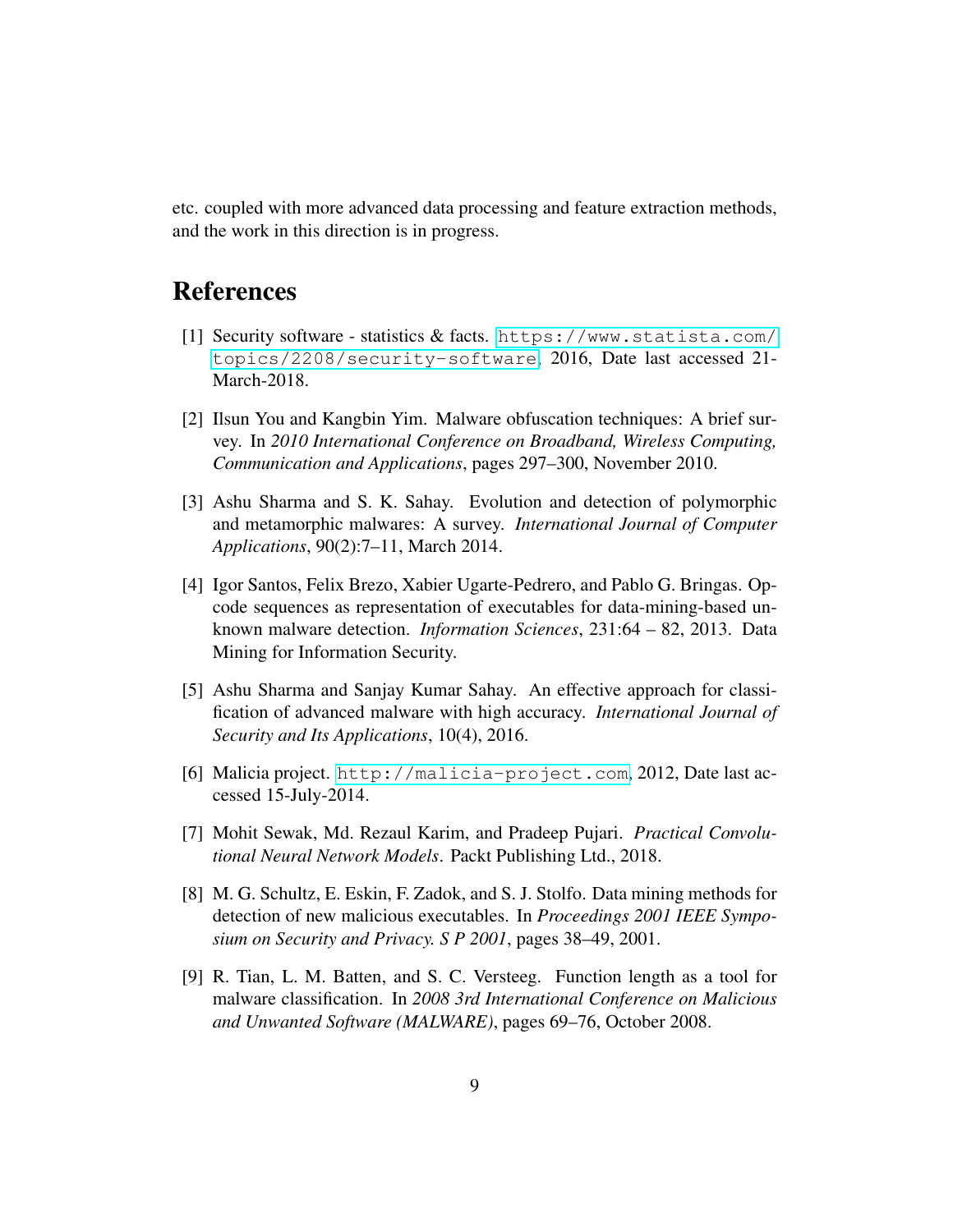etc. coupled with more advanced data processing and feature extraction methods, and the work in this direction is in progress.

## References

[1] Security software - statistics & facts. https://www.statista.com/topics/2208/security-software, 2016, Date last accessed 21-March-2018.

[2] Ilsun You and Kangbin Yim. Malware obfuscation techniques: A brief survey. In *2010 International Conference on Broadband, Wireless Computing, Communication and Applications*, pages 297–300, November 2010.

[3] Ashu Sharma and S. K. Sahay. Evolution and detection of polymorphic and metamorphic malwares: A survey. *International Journal of Computer Applications*, 90(2):7–11, March 2014.

[4] Igor Santos, Felix Brezo, Xabier Ugarte-Pedrero, and Pablo G. Bringas. Opcode sequences as representation of executables for data-mining-based unknown malware detection. *Information Sciences*, 231:64 – 82, 2013. Data Mining for Information Security.

[5] Ashu Sharma and Sanjay Kumar Sahay. An effective approach for classification of advanced malware with high accuracy. *International Journal of Security and Its Applications*, 10(4), 2016.

[6] Malicia project. http://malicia-project.com, 2012, Date last accessed 15-July-2014.

[7] Mohit Sewak, Md. Rezaul Karim, and Pradeep Pujari. *Practical Convolutional Neural Network Models*. Packt Publishing Ltd., 2018.

[8] M. G. Schultz, E. Eskin, F. Zadok, and S. J. Stolfo. Data mining methods for detection of new malicious executables. In *Proceedings 2001 IEEE Symposium on Security and Privacy. S P 2001*, pages 38–49, 2001.

[9] R. Tian, L. M. Batten, and S. C. Versteeg. Function length as a tool for malware classification. In *2008 3rd International Conference on Malicious and Unwanted Software (MALWARE)*, pages 69–76, October 2008.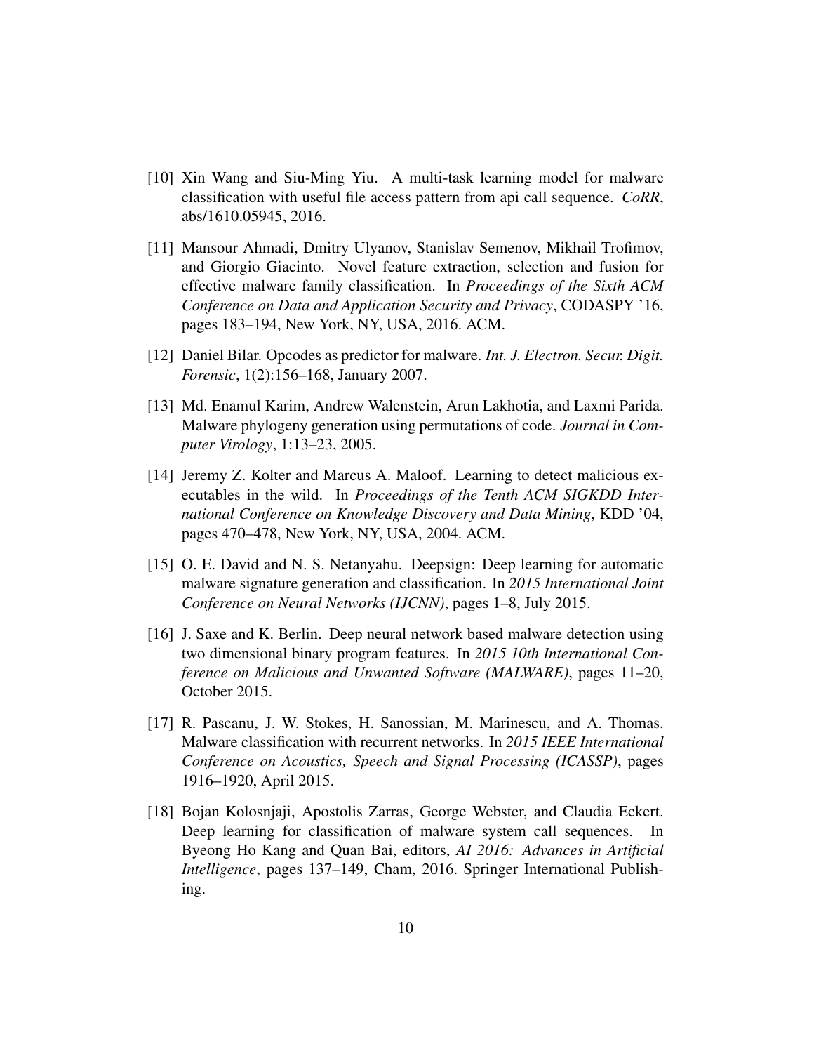[10] Xin Wang and Siu-Ming Yiu. A multi-task learning model for malware classification with useful file access pattern from api call sequence. *CoRR*, abs/1610.05945, 2016.

[11] Mansour Ahmadi, Dmitry Ulyanov, Stanislav Semenov, Mikhail Trofimov, and Giorgio Giacinto. Novel feature extraction, selection and fusion for effective malware family classification. In *Proceedings of the Sixth ACM Conference on Data and Application Security and Privacy*, CODASPY '16, pages 183–194, New York, NY, USA, 2016. ACM.

[12] Daniel Bilar. Opcodes as predictor for malware. *Int. J. Electron. Secur. Digit. Forensic*, 1(2):156–168, January 2007.

[13] Md. Enamul Karim, Andrew Walenstein, Arun Lakhotia, and Laxmi Parida. Malware phylogeny generation using permutations of code. *Journal in Computer Virology*, 1:13–23, 2005.

[14] Jeremy Z. Kolter and Marcus A. Maloof. Learning to detect malicious executables in the wild. In *Proceedings of the Tenth ACM SIGKDD International Conference on Knowledge Discovery and Data Mining*, KDD '04, pages 470–478, New York, NY, USA, 2004. ACM.

[15] O. E. David and N. S. Netanyahu. Deepsign: Deep learning for automatic malware signature generation and classification. In *2015 International Joint Conference on Neural Networks (IJCNN)*, pages 1–8, July 2015.

[16] J. Saxe and K. Berlin. Deep neural network based malware detection using two dimensional binary program features. In *2015 10th International Conference on Malicious and Unwanted Software (MALWARE)*, pages 11–20, October 2015.

[17] R. Pascanu, J. W. Stokes, H. Sanossian, M. Marinescu, and A. Thomas. Malware classification with recurrent networks. In *2015 IEEE International Conference on Acoustics, Speech and Signal Processing (ICASSP)*, pages 1916–1920, April 2015.

[18] Bojan Kolosnjaji, Apostolis Zarras, George Webster, and Claudia Eckert. Deep learning for classification of malware system call sequences. In Byeong Ho Kang and Quan Bai, editors, *AI 2016: Advances in Artificial Intelligence*, pages 137–149, Cham, 2016. Springer International Publishing.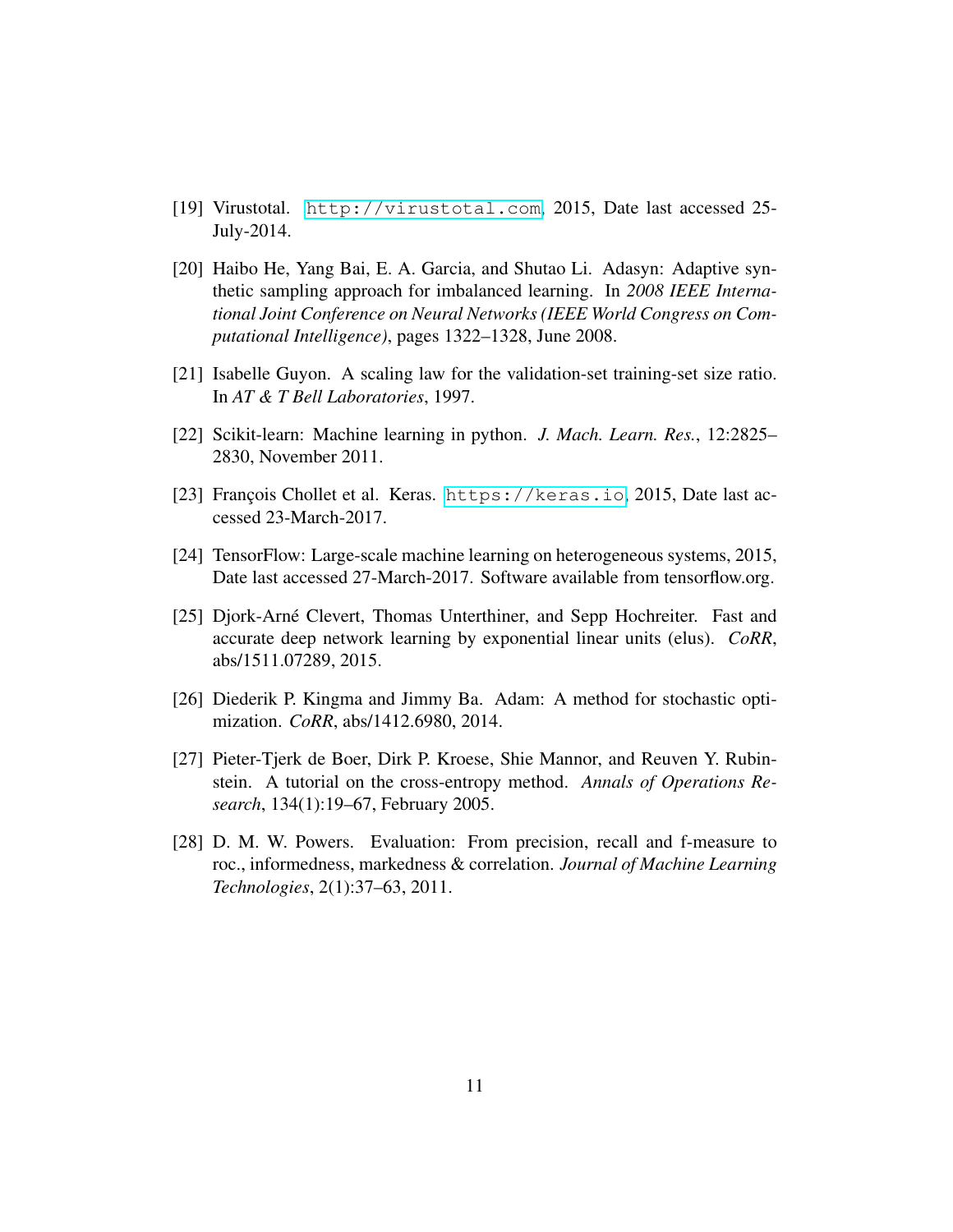[19] Virustotal. http://virustotal.com, 2015, Date last accessed 25-July-2014.

[20] Haibo He, Yang Bai, E. A. Garcia, and Shutao Li. Adasyn: Adaptive synthetic sampling approach for imbalanced learning. In *2008 IEEE International Joint Conference on Neural Networks (IEEE World Congress on Computational Intelligence)*, pages 1322–1328, June 2008.

[21] Isabelle Guyon. A scaling law for the validation-set training-set size ratio. In *AT & T Bell Laboratories*, 1997.

[22] Scikit-learn: Machine learning in python. *J. Mach. Learn. Res.*, 12:2825–2830, November 2011.

[23] François Chollet et al. Keras. https://keras.io, 2015, Date last accessed 23-March-2017.

[24] TensorFlow: Large-scale machine learning on heterogeneous systems, 2015, Date last accessed 27-March-2017. Software available from tensorflow.org.

[25] Djork-Arné Clevert, Thomas Unterthiner, and Sepp Hochreiter. Fast and accurate deep network learning by exponential linear units (elus). *CoRR*, abs/1511.07289, 2015.

[26] Diederik P. Kingma and Jimmy Ba. Adam: A method for stochastic optimization. *CoRR*, abs/1412.6980, 2014.

[27] Pieter-Tjerk de Boer, Dirk P. Kroese, Shie Mannor, and Reuven Y. Rubinstein. A tutorial on the cross-entropy method. *Annals of Operations Research*, 134(1):19–67, February 2005.

[28] D. M. W. Powers. Evaluation: From precision, recall and f-measure to roc., informedness, markedness & correlation. *Journal of Machine Learning Technologies*, 2(1):37–63, 2011.